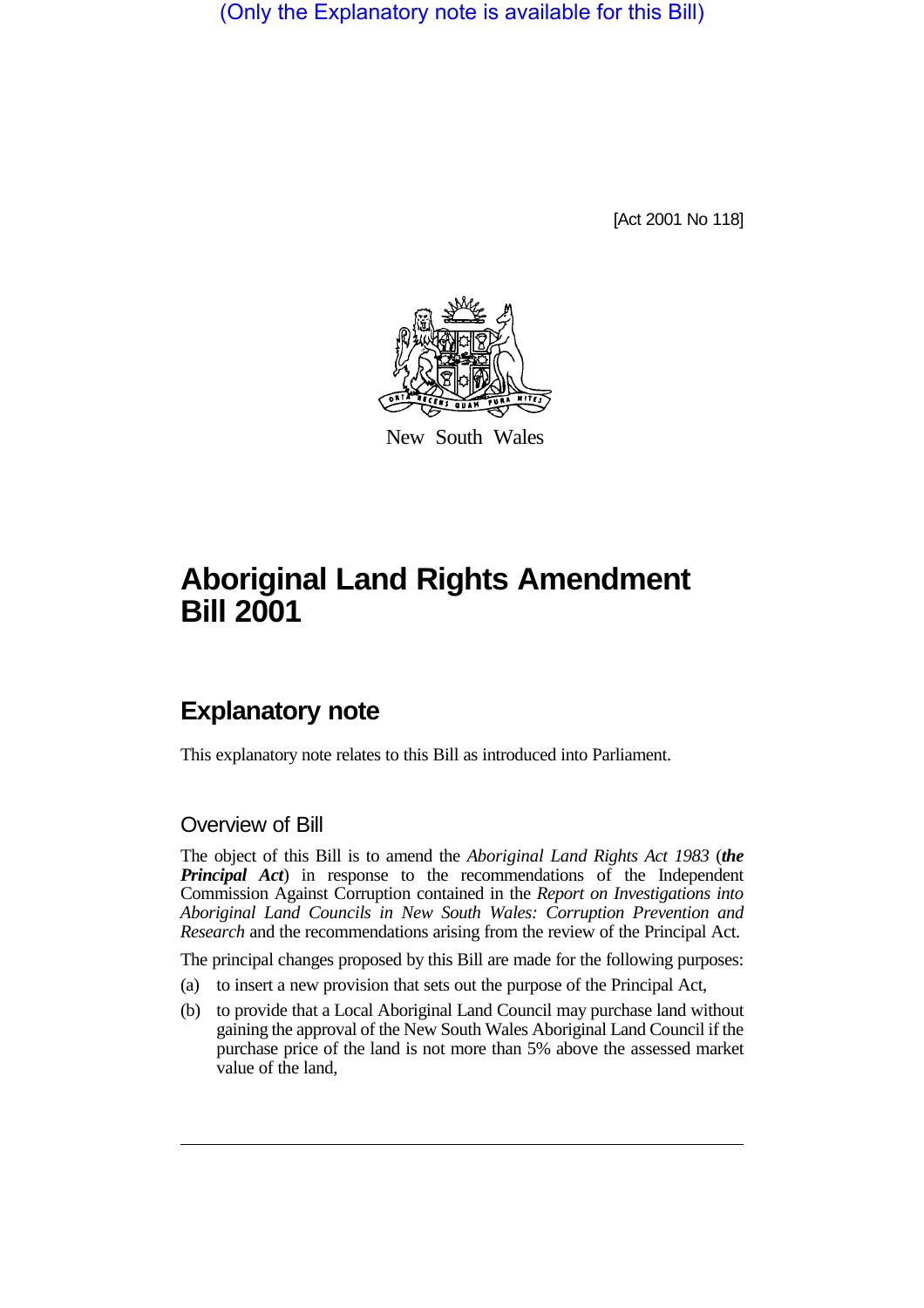(Only the Explanatory note is available for this Bill)

[Act 2001 No 118]

New South Wales

# Aboriginal Land Rights Amendment Bill 2001

## Explanatory note

This explanatory note relates to this Bill as introduced into Parliament.

### Overview of Bill

The object of this Bill is to amend the *Aboriginal Land Rights Act 1983* (***the Principal Act***) in response to the recommendations of the Independent Commission Against Corruption contained in the *Report on Investigations into Aboriginal Land Councils in New South Wales: Corruption Prevention and Research* and the recommendations arising from the review of the Principal Act.

The principal changes proposed by this Bill are made for the following purposes:

(a) to insert a new provision that sets out the purpose of the Principal Act,

(b) to provide that a Local Aboriginal Land Council may purchase land without gaining the approval of the New South Wales Aboriginal Land Council if the purchase price of the land is not more than 5% above the assessed market value of the land,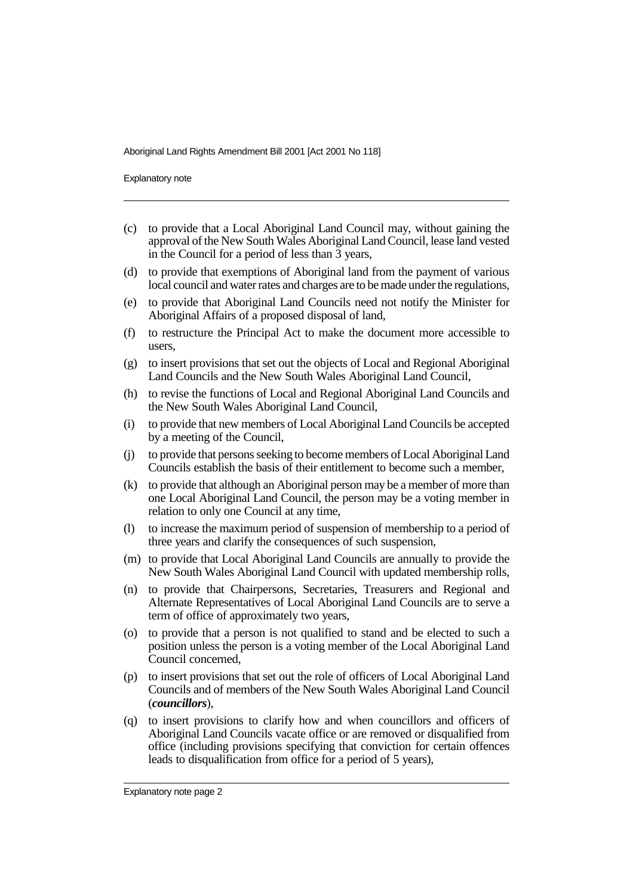- (c) to provide that a Local Aboriginal Land Council may, without gaining the approval of the New South Wales Aboriginal Land Council, lease land vested in the Council for a period of less than 3 years,
- (d) to provide that exemptions of Aboriginal land from the payment of various local council and water rates and charges are to be made under the regulations,
- (e) to provide that Aboriginal Land Councils need not notify the Minister for Aboriginal Affairs of a proposed disposal of land,
- (f) to restructure the Principal Act to make the document more accessible to users,
- (g) to insert provisions that set out the objects of Local and Regional Aboriginal Land Councils and the New South Wales Aboriginal Land Council,
- (h) to revise the functions of Local and Regional Aboriginal Land Councils and the New South Wales Aboriginal Land Council,
- (i) to provide that new members of Local Aboriginal Land Councils be accepted by a meeting of the Council,
- (j) to provide that persons seeking to become members of Local Aboriginal Land Councils establish the basis of their entitlement to become such a member,
- (k) to provide that although an Aboriginal person may be a member of more than one Local Aboriginal Land Council, the person may be a voting member in relation to only one Council at any time,
- (l) to increase the maximum period of suspension of membership to a period of three years and clarify the consequences of such suspension,
- (m) to provide that Local Aboriginal Land Councils are annually to provide the New South Wales Aboriginal Land Council with updated membership rolls,
- (n) to provide that Chairpersons, Secretaries, Treasurers and Regional and Alternate Representatives of Local Aboriginal Land Councils are to serve a term of office of approximately two years,
- (o) to provide that a person is not qualified to stand and be elected to such a position unless the person is a voting member of the Local Aboriginal Land Council concerned,
- (p) to insert provisions that set out the role of officers of Local Aboriginal Land Councils and of members of the New South Wales Aboriginal Land Council (***councillors***),
- (q) to insert provisions to clarify how and when councillors and officers of Aboriginal Land Councils vacate office or are removed or disqualified from office (including provisions specifying that conviction for certain offences leads to disqualification from office for a period of 5 years),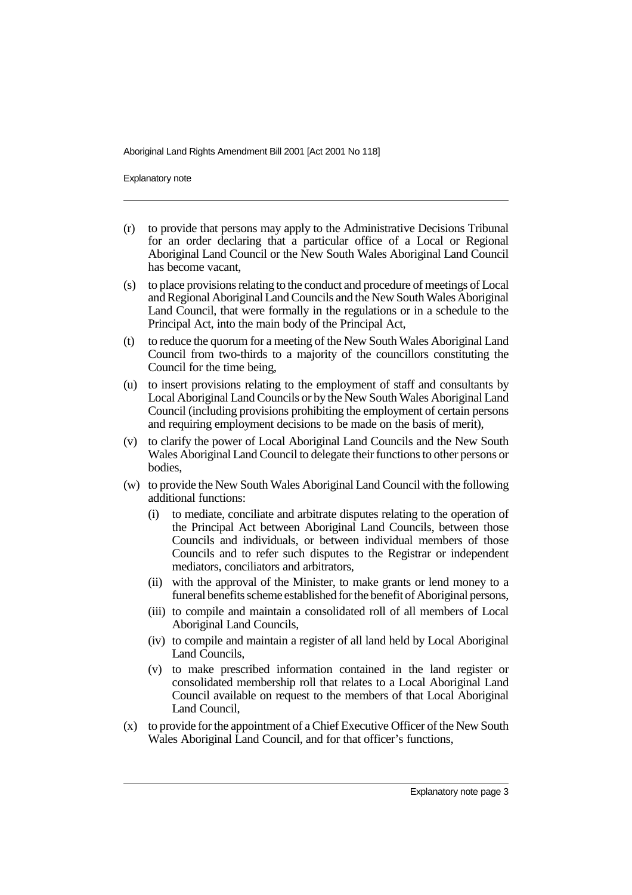(r) to provide that persons may apply to the Administrative Decisions Tribunal for an order declaring that a particular office of a Local or Regional Aboriginal Land Council or the New South Wales Aboriginal Land Council has become vacant,

(s) to place provisions relating to the conduct and procedure of meetings of Local and Regional Aboriginal Land Councils and the New South Wales Aboriginal Land Council, that were formally in the regulations or in a schedule to the Principal Act, into the main body of the Principal Act,

(t) to reduce the quorum for a meeting of the New South Wales Aboriginal Land Council from two-thirds to a majority of the councillors constituting the Council for the time being,

(u) to insert provisions relating to the employment of staff and consultants by Local Aboriginal Land Councils or by the New South Wales Aboriginal Land Council (including provisions prohibiting the employment of certain persons and requiring employment decisions to be made on the basis of merit),

(v) to clarify the power of Local Aboriginal Land Councils and the New South Wales Aboriginal Land Council to delegate their functions to other persons or bodies,

(w) to provide the New South Wales Aboriginal Land Council with the following additional functions:

   (i) to mediate, conciliate and arbitrate disputes relating to the operation of the Principal Act between Aboriginal Land Councils, between those Councils and individuals, or between individual members of those Councils and to refer such disputes to the Registrar or independent mediators, conciliators and arbitrators,

   (ii) with the approval of the Minister, to make grants or lend money to a funeral benefits scheme established for the benefit of Aboriginal persons,

   (iii) to compile and maintain a consolidated roll of all members of Local Aboriginal Land Councils,

   (iv) to compile and maintain a register of all land held by Local Aboriginal Land Councils,

   (v) to make prescribed information contained in the land register or consolidated membership roll that relates to a Local Aboriginal Land Council available on request to the members of that Local Aboriginal Land Council,

(x) to provide for the appointment of a Chief Executive Officer of the New South Wales Aboriginal Land Council, and for that officer's functions,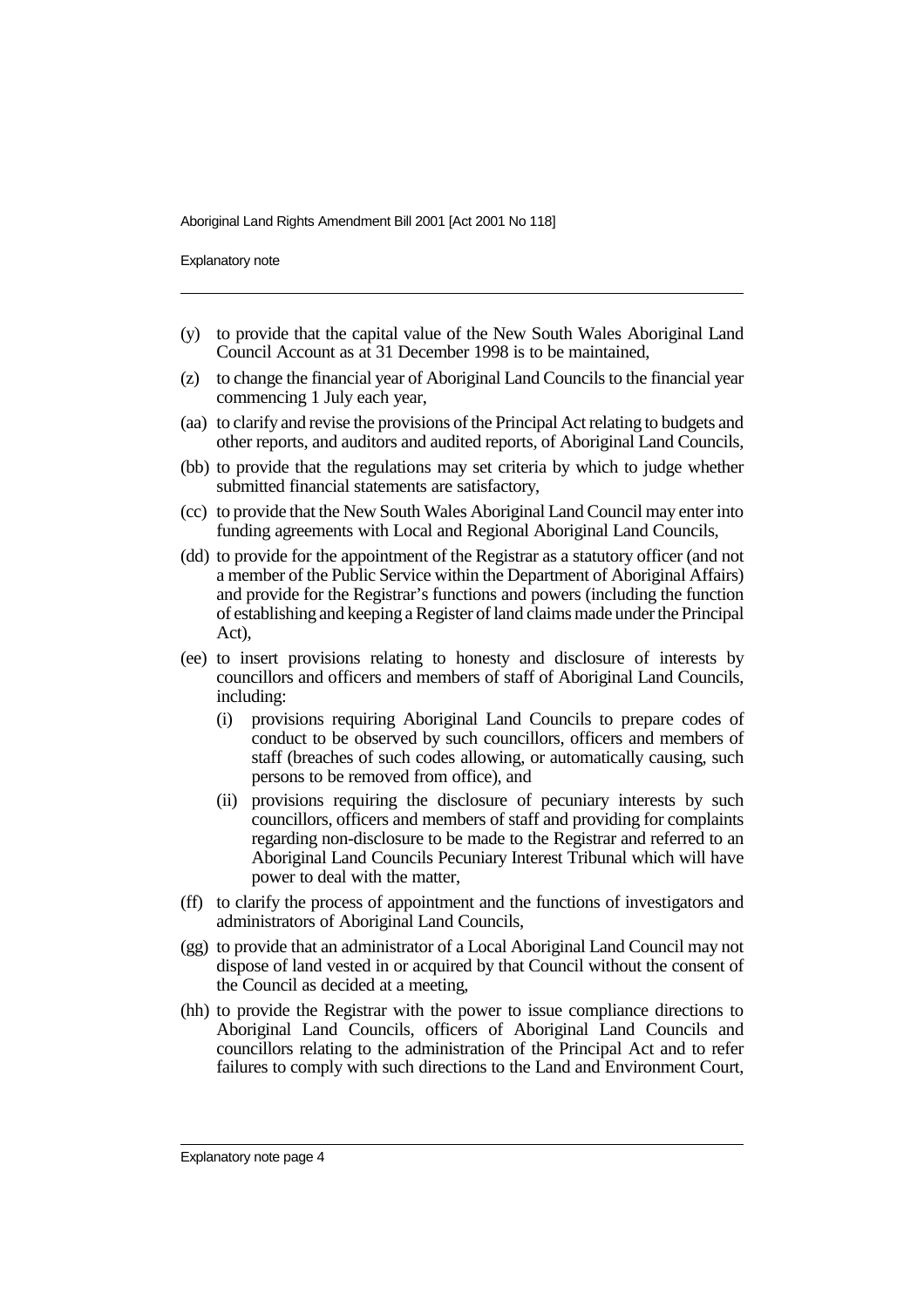- (y) to provide that the capital value of the New South Wales Aboriginal Land Council Account as at 31 December 1998 is to be maintained,
- (z) to change the financial year of Aboriginal Land Councils to the financial year commencing 1 July each year,
- (aa) to clarify and revise the provisions of the Principal Act relating to budgets and other reports, and auditors and audited reports, of Aboriginal Land Councils,
- (bb) to provide that the regulations may set criteria by which to judge whether submitted financial statements are satisfactory,
- (cc) to provide that the New South Wales Aboriginal Land Council may enter into funding agreements with Local and Regional Aboriginal Land Councils,
- (dd) to provide for the appointment of the Registrar as a statutory officer (and not a member of the Public Service within the Department of Aboriginal Affairs) and provide for the Registrar's functions and powers (including the function of establishing and keeping a Register of land claims made under the Principal Act),
- (ee) to insert provisions relating to honesty and disclosure of interests by councillors and officers and members of staff of Aboriginal Land Councils, including:
  - (i) provisions requiring Aboriginal Land Councils to prepare codes of conduct to be observed by such councillors, officers and members of staff (breaches of such codes allowing, or automatically causing, such persons to be removed from office), and
  - (ii) provisions requiring the disclosure of pecuniary interests by such councillors, officers and members of staff and providing for complaints regarding non-disclosure to be made to the Registrar and referred to an Aboriginal Land Councils Pecuniary Interest Tribunal which will have power to deal with the matter,
- (ff) to clarify the process of appointment and the functions of investigators and administrators of Aboriginal Land Councils,
- (gg) to provide that an administrator of a Local Aboriginal Land Council may not dispose of land vested in or acquired by that Council without the consent of the Council as decided at a meeting,
- (hh) to provide the Registrar with the power to issue compliance directions to Aboriginal Land Councils, officers of Aboriginal Land Councils and councillors relating to the administration of the Principal Act and to refer failures to comply with such directions to the Land and Environment Court,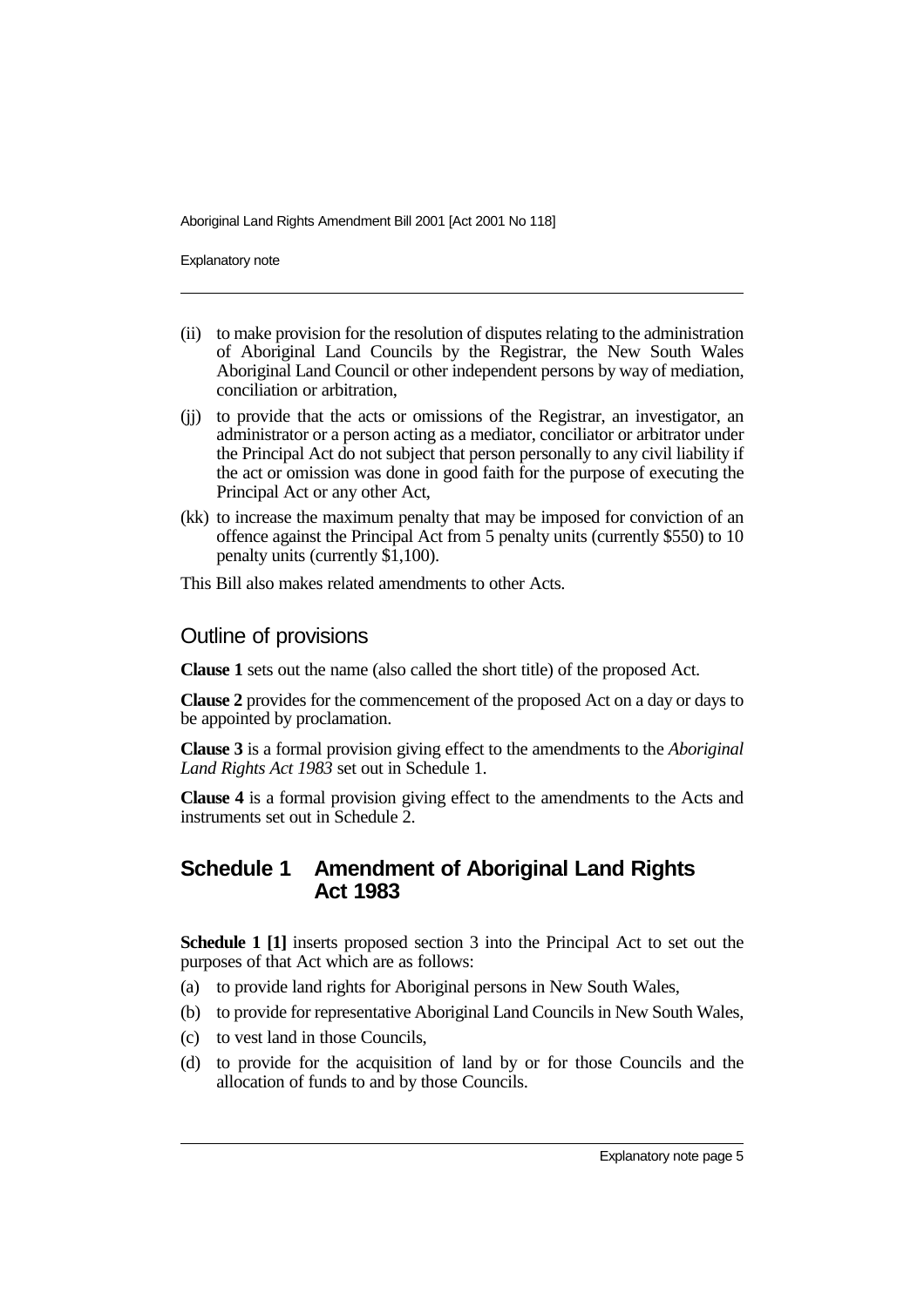(ii) to make provision for the resolution of disputes relating to the administration of Aboriginal Land Councils by the Registrar, the New South Wales Aboriginal Land Council or other independent persons by way of mediation, conciliation or arbitration,

(jj) to provide that the acts or omissions of the Registrar, an investigator, an administrator or a person acting as a mediator, conciliator or arbitrator under the Principal Act do not subject that person personally to any civil liability if the act or omission was done in good faith for the purpose of executing the Principal Act or any other Act,

(kk) to increase the maximum penalty that may be imposed for conviction of an offence against the Principal Act from 5 penalty units (currently $550) to 10 penalty units (currently $1,100).

This Bill also makes related amendments to other Acts.

## Outline of provisions

**Clause 1** sets out the name (also called the short title) of the proposed Act.

**Clause 2** provides for the commencement of the proposed Act on a day or days to be appointed by proclamation.

**Clause 3** is a formal provision giving effect to the amendments to the *Aboriginal Land Rights Act 1983* set out in Schedule 1.

**Clause 4** is a formal provision giving effect to the amendments to the Acts and instruments set out in Schedule 2.

## Schedule 1 Amendment of Aboriginal Land Rights Act 1983

**Schedule 1 [1]** inserts proposed section 3 into the Principal Act to set out the purposes of that Act which are as follows:

(a) to provide land rights for Aboriginal persons in New South Wales,

(b) to provide for representative Aboriginal Land Councils in New South Wales,

(c) to vest land in those Councils,

(d) to provide for the acquisition of land by or for those Councils and the allocation of funds to and by those Councils.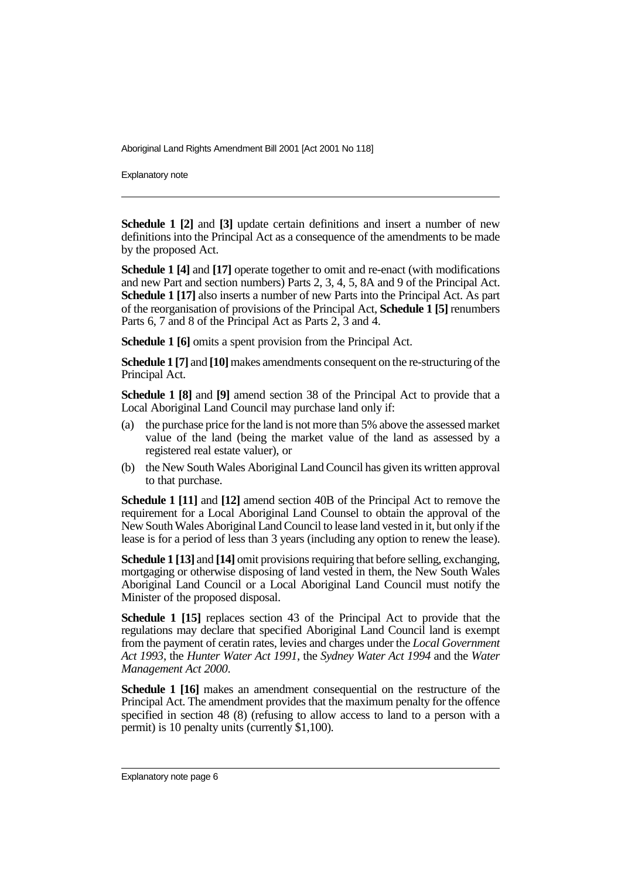**Schedule 1 [2]** and **[3]** update certain definitions and insert a number of new definitions into the Principal Act as a consequence of the amendments to be made by the proposed Act.

**Schedule 1 [4]** and **[17]** operate together to omit and re-enact (with modifications and new Part and section numbers) Parts 2, 3, 4, 5, 8A and 9 of the Principal Act. **Schedule 1 [17]** also inserts a number of new Parts into the Principal Act. As part of the reorganisation of provisions of the Principal Act, **Schedule 1 [5]** renumbers Parts 6, 7 and 8 of the Principal Act as Parts 2, 3 and 4.

**Schedule 1 [6]** omits a spent provision from the Principal Act.

**Schedule 1 [7]** and **[10]** makes amendments consequent on the re-structuring of the Principal Act.

**Schedule 1 [8]** and **[9]** amend section 38 of the Principal Act to provide that a Local Aboriginal Land Council may purchase land only if:

(a) the purchase price for the land is not more than 5% above the assessed market value of the land (being the market value of the land as assessed by a registered real estate valuer), or

(b) the New South Wales Aboriginal Land Council has given its written approval to that purchase.

**Schedule 1 [11]** and **[12]** amend section 40B of the Principal Act to remove the requirement for a Local Aboriginal Land Counsel to obtain the approval of the New South Wales Aboriginal Land Council to lease land vested in it, but only if the lease is for a period of less than 3 years (including any option to renew the lease).

**Schedule 1 [13]** and **[14]** omit provisions requiring that before selling, exchanging, mortgaging or otherwise disposing of land vested in them, the New South Wales Aboriginal Land Council or a Local Aboriginal Land Council must notify the Minister of the proposed disposal.

**Schedule 1 [15]** replaces section 43 of the Principal Act to provide that the regulations may declare that specified Aboriginal Land Council land is exempt from the payment of ceratin rates, levies and charges under the *Local Government Act 1993*, the *Hunter Water Act 1991*, the *Sydney Water Act 1994* and the *Water Management Act 2000*.

**Schedule 1 [16]** makes an amendment consequential on the restructure of the Principal Act. The amendment provides that the maximum penalty for the offence specified in section 48 (8) (refusing to allow access to land to a person with a permit) is 10 penalty units (currently $1,100).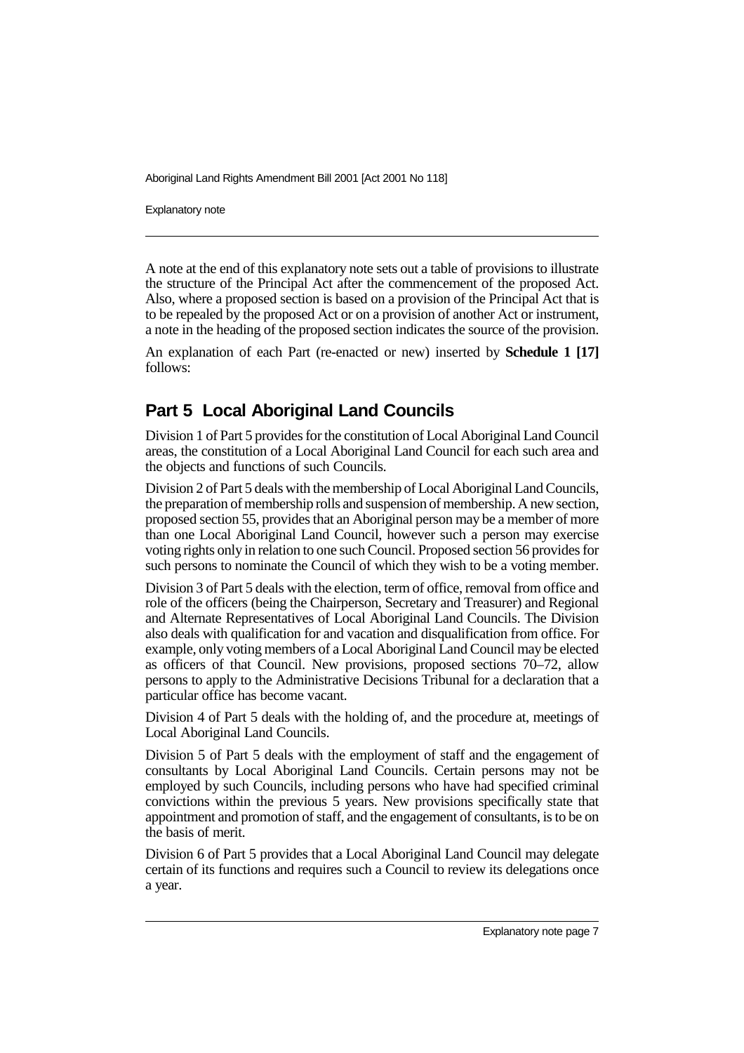A note at the end of this explanatory note sets out a table of provisions to illustrate the structure of the Principal Act after the commencement of the proposed Act. Also, where a proposed section is based on a provision of the Principal Act that is to be repealed by the proposed Act or on a provision of another Act or instrument, a note in the heading of the proposed section indicates the source of the provision.

An explanation of each Part (re-enacted or new) inserted by **Schedule 1 [17]** follows:

## Part 5 Local Aboriginal Land Councils

Division 1 of Part 5 provides for the constitution of Local Aboriginal Land Council areas, the constitution of a Local Aboriginal Land Council for each such area and the objects and functions of such Councils.

Division 2 of Part 5 deals with the membership of Local Aboriginal Land Councils, the preparation of membership rolls and suspension of membership. A new section, proposed section 55, provides that an Aboriginal person may be a member of more than one Local Aboriginal Land Council, however such a person may exercise voting rights only in relation to one such Council. Proposed section 56 provides for such persons to nominate the Council of which they wish to be a voting member.

Division 3 of Part 5 deals with the election, term of office, removal from office and role of the officers (being the Chairperson, Secretary and Treasurer) and Regional and Alternate Representatives of Local Aboriginal Land Councils. The Division also deals with qualification for and vacation and disqualification from office. For example, only voting members of a Local Aboriginal Land Council may be elected as officers of that Council. New provisions, proposed sections 70–72, allow persons to apply to the Administrative Decisions Tribunal for a declaration that a particular office has become vacant.

Division 4 of Part 5 deals with the holding of, and the procedure at, meetings of Local Aboriginal Land Councils.

Division 5 of Part 5 deals with the employment of staff and the engagement of consultants by Local Aboriginal Land Councils. Certain persons may not be employed by such Councils, including persons who have had specified criminal convictions within the previous 5 years. New provisions specifically state that appointment and promotion of staff, and the engagement of consultants, is to be on the basis of merit.

Division 6 of Part 5 provides that a Local Aboriginal Land Council may delegate certain of its functions and requires such a Council to review its delegations once a year.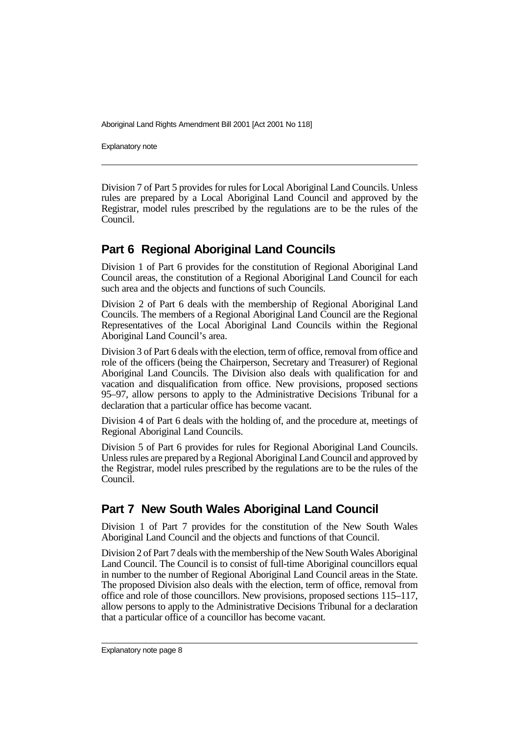Division 7 of Part 5 provides for rules for Local Aboriginal Land Councils. Unless rules are prepared by a Local Aboriginal Land Council and approved by the Registrar, model rules prescribed by the regulations are to be the rules of the Council.

## Part 6 Regional Aboriginal Land Councils

Division 1 of Part 6 provides for the constitution of Regional Aboriginal Land Council areas, the constitution of a Regional Aboriginal Land Council for each such area and the objects and functions of such Councils.

Division 2 of Part 6 deals with the membership of Regional Aboriginal Land Councils. The members of a Regional Aboriginal Land Council are the Regional Representatives of the Local Aboriginal Land Councils within the Regional Aboriginal Land Council's area.

Division 3 of Part 6 deals with the election, term of office, removal from office and role of the officers (being the Chairperson, Secretary and Treasurer) of Regional Aboriginal Land Councils. The Division also deals with qualification for and vacation and disqualification from office. New provisions, proposed sections 95–97, allow persons to apply to the Administrative Decisions Tribunal for a declaration that a particular office has become vacant.

Division 4 of Part 6 deals with the holding of, and the procedure at, meetings of Regional Aboriginal Land Councils.

Division 5 of Part 6 provides for rules for Regional Aboriginal Land Councils. Unless rules are prepared by a Regional Aboriginal Land Council and approved by the Registrar, model rules prescribed by the regulations are to be the rules of the Council.

## Part 7 New South Wales Aboriginal Land Council

Division 1 of Part 7 provides for the constitution of the New South Wales Aboriginal Land Council and the objects and functions of that Council.

Division 2 of Part 7 deals with the membership of the New South Wales Aboriginal Land Council. The Council is to consist of full-time Aboriginal councillors equal in number to the number of Regional Aboriginal Land Council areas in the State. The proposed Division also deals with the election, term of office, removal from office and role of those councillors. New provisions, proposed sections 115–117, allow persons to apply to the Administrative Decisions Tribunal for a declaration that a particular office of a councillor has become vacant.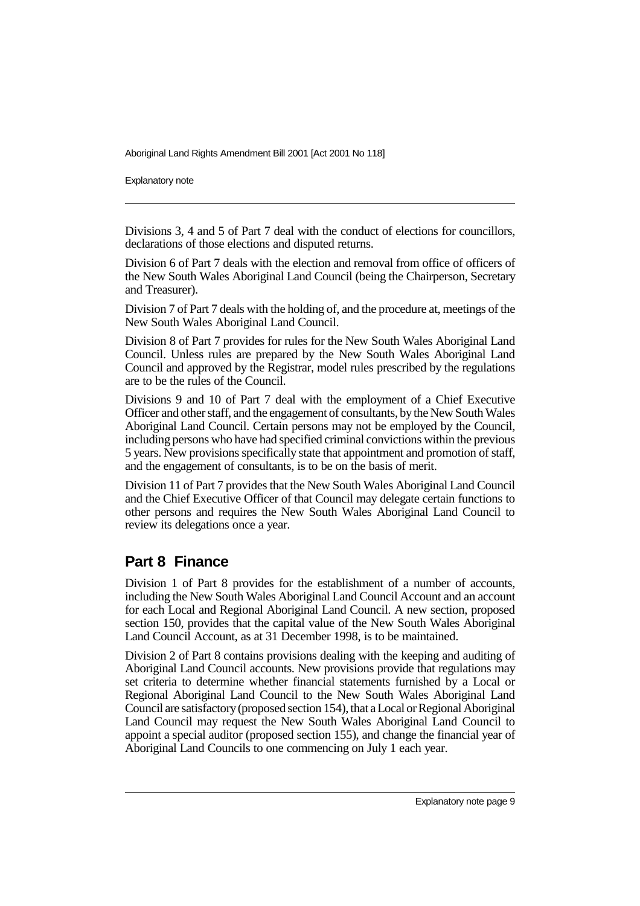Divisions 3, 4 and 5 of Part 7 deal with the conduct of elections for councillors, declarations of those elections and disputed returns.

Division 6 of Part 7 deals with the election and removal from office of officers of the New South Wales Aboriginal Land Council (being the Chairperson, Secretary and Treasurer).

Division 7 of Part 7 deals with the holding of, and the procedure at, meetings of the New South Wales Aboriginal Land Council.

Division 8 of Part 7 provides for rules for the New South Wales Aboriginal Land Council. Unless rules are prepared by the New South Wales Aboriginal Land Council and approved by the Registrar, model rules prescribed by the regulations are to be the rules of the Council.

Divisions 9 and 10 of Part 7 deal with the employment of a Chief Executive Officer and other staff, and the engagement of consultants, by the New South Wales Aboriginal Land Council. Certain persons may not be employed by the Council, including persons who have had specified criminal convictions within the previous 5 years. New provisions specifically state that appointment and promotion of staff, and the engagement of consultants, is to be on the basis of merit.

Division 11 of Part 7 provides that the New South Wales Aboriginal Land Council and the Chief Executive Officer of that Council may delegate certain functions to other persons and requires the New South Wales Aboriginal Land Council to review its delegations once a year.

## Part 8 Finance

Division 1 of Part 8 provides for the establishment of a number of accounts, including the New South Wales Aboriginal Land Council Account and an account for each Local and Regional Aboriginal Land Council. A new section, proposed section 150, provides that the capital value of the New South Wales Aboriginal Land Council Account, as at 31 December 1998, is to be maintained.

Division 2 of Part 8 contains provisions dealing with the keeping and auditing of Aboriginal Land Council accounts. New provisions provide that regulations may set criteria to determine whether financial statements furnished by a Local or Regional Aboriginal Land Council to the New South Wales Aboriginal Land Council are satisfactory (proposed section 154), that a Local or Regional Aboriginal Land Council may request the New South Wales Aboriginal Land Council to appoint a special auditor (proposed section 155), and change the financial year of Aboriginal Land Councils to one commencing on July 1 each year.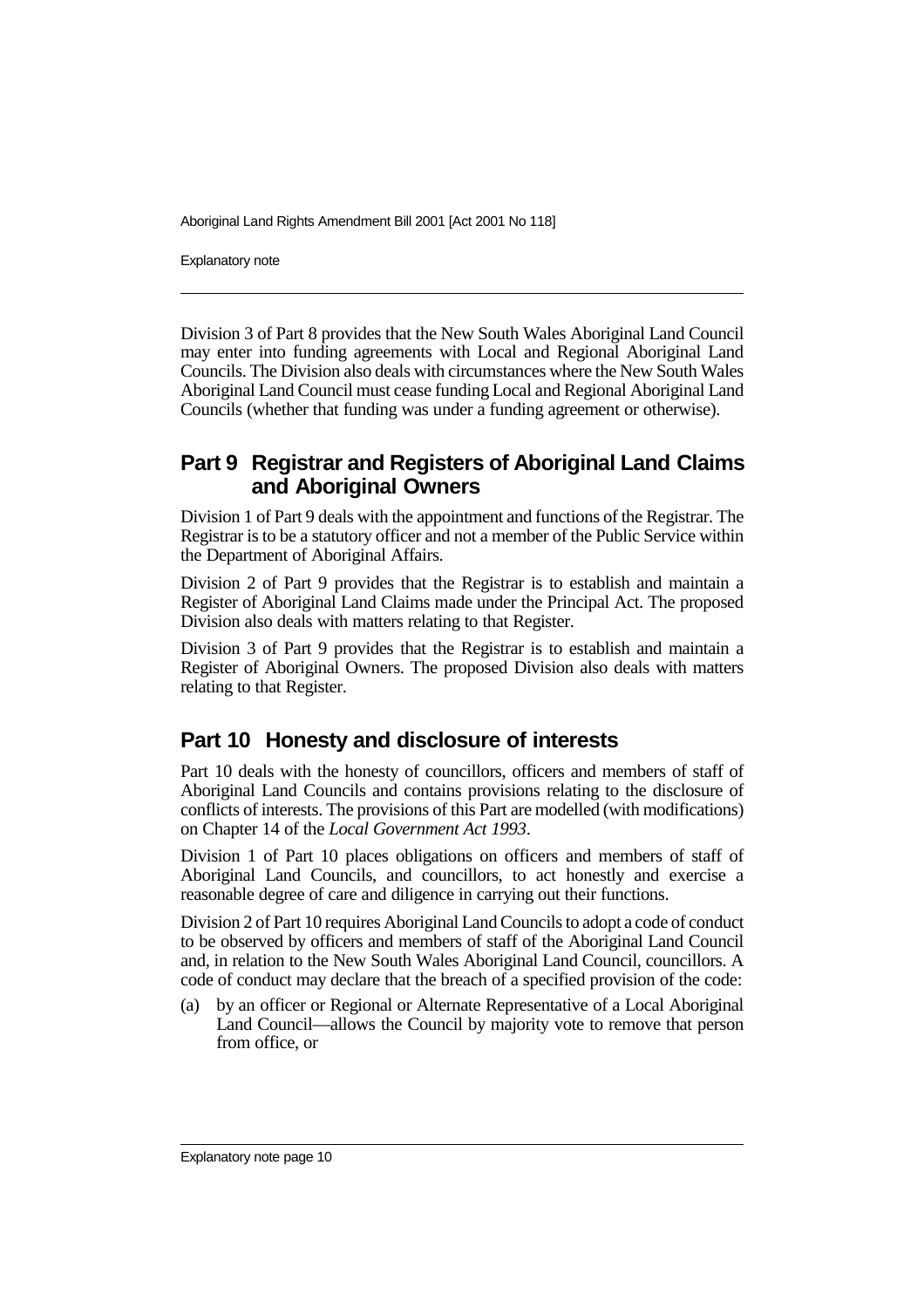Division 3 of Part 8 provides that the New South Wales Aboriginal Land Council may enter into funding agreements with Local and Regional Aboriginal Land Councils. The Division also deals with circumstances where the New South Wales Aboriginal Land Council must cease funding Local and Regional Aboriginal Land Councils (whether that funding was under a funding agreement or otherwise).

## Part 9 Registrar and Registers of Aboriginal Land Claims and Aboriginal Owners

Division 1 of Part 9 deals with the appointment and functions of the Registrar. The Registrar is to be a statutory officer and not a member of the Public Service within the Department of Aboriginal Affairs.

Division 2 of Part 9 provides that the Registrar is to establish and maintain a Register of Aboriginal Land Claims made under the Principal Act. The proposed Division also deals with matters relating to that Register.

Division 3 of Part 9 provides that the Registrar is to establish and maintain a Register of Aboriginal Owners. The proposed Division also deals with matters relating to that Register.

## Part 10 Honesty and disclosure of interests

Part 10 deals with the honesty of councillors, officers and members of staff of Aboriginal Land Councils and contains provisions relating to the disclosure of conflicts of interests. The provisions of this Part are modelled (with modifications) on Chapter 14 of the *Local Government Act 1993*.

Division 1 of Part 10 places obligations on officers and members of staff of Aboriginal Land Councils, and councillors, to act honestly and exercise a reasonable degree of care and diligence in carrying out their functions.

Division 2 of Part 10 requires Aboriginal Land Councils to adopt a code of conduct to be observed by officers and members of staff of the Aboriginal Land Council and, in relation to the New South Wales Aboriginal Land Council, councillors. A code of conduct may declare that the breach of a specified provision of the code:

(a) by an officer or Regional or Alternate Representative of a Local Aboriginal Land Council—allows the Council by majority vote to remove that person from office, or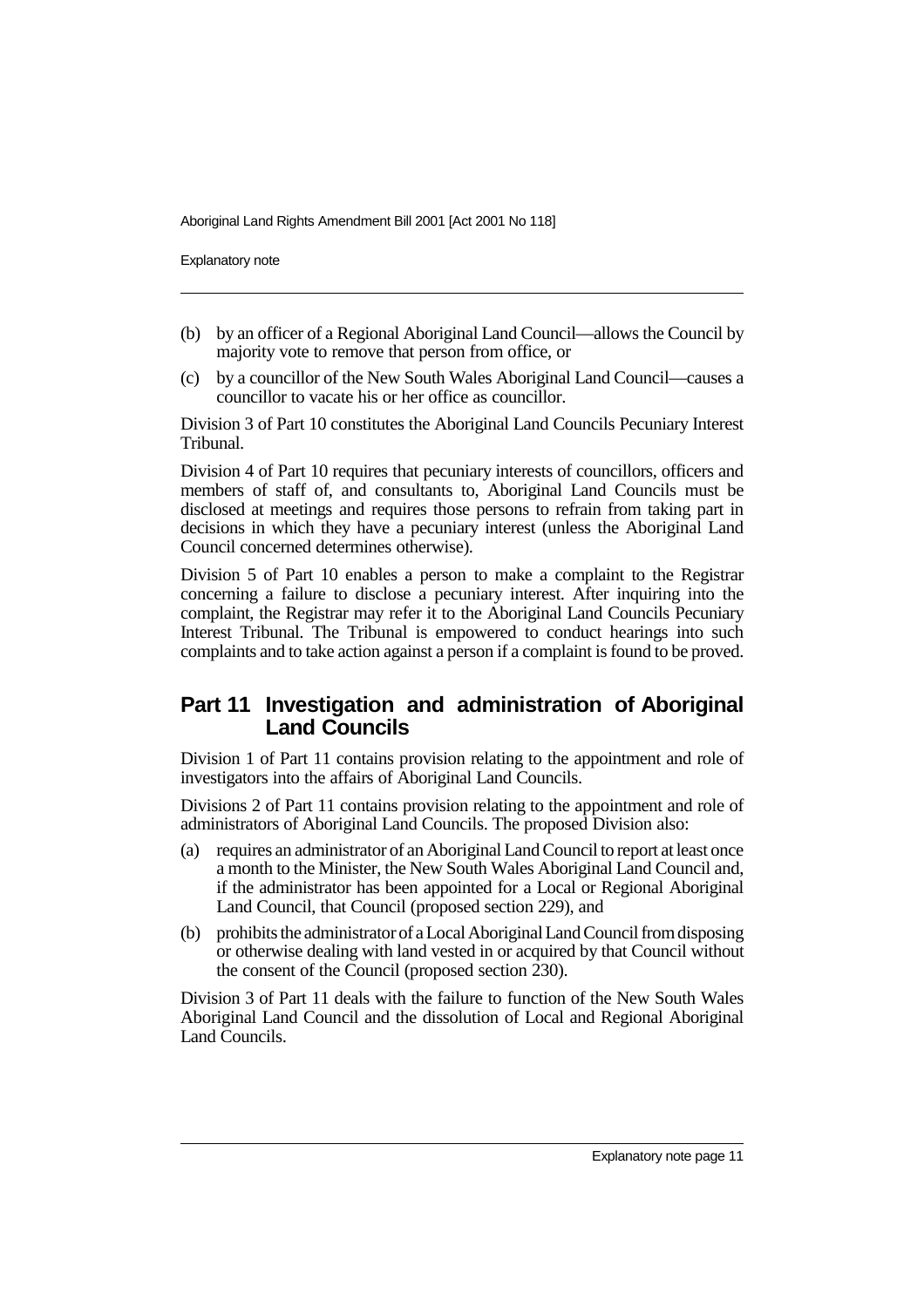(b) by an officer of a Regional Aboriginal Land Council—allows the Council by majority vote to remove that person from office, or

(c) by a councillor of the New South Wales Aboriginal Land Council—causes a councillor to vacate his or her office as councillor.

Division 3 of Part 10 constitutes the Aboriginal Land Councils Pecuniary Interest Tribunal.

Division 4 of Part 10 requires that pecuniary interests of councillors, officers and members of staff of, and consultants to, Aboriginal Land Councils must be disclosed at meetings and requires those persons to refrain from taking part in decisions in which they have a pecuniary interest (unless the Aboriginal Land Council concerned determines otherwise).

Division 5 of Part 10 enables a person to make a complaint to the Registrar concerning a failure to disclose a pecuniary interest. After inquiring into the complaint, the Registrar may refer it to the Aboriginal Land Councils Pecuniary Interest Tribunal. The Tribunal is empowered to conduct hearings into such complaints and to take action against a person if a complaint is found to be proved.

## Part 11 Investigation and administration of Aboriginal Land Councils

Division 1 of Part 11 contains provision relating to the appointment and role of investigators into the affairs of Aboriginal Land Councils.

Divisions 2 of Part 11 contains provision relating to the appointment and role of administrators of Aboriginal Land Councils. The proposed Division also:

(a) requires an administrator of an Aboriginal Land Council to report at least once a month to the Minister, the New South Wales Aboriginal Land Council and, if the administrator has been appointed for a Local or Regional Aboriginal Land Council, that Council (proposed section 229), and

(b) prohibits the administrator of a Local Aboriginal Land Council from disposing or otherwise dealing with land vested in or acquired by that Council without the consent of the Council (proposed section 230).

Division 3 of Part 11 deals with the failure to function of the New South Wales Aboriginal Land Council and the dissolution of Local and Regional Aboriginal Land Councils.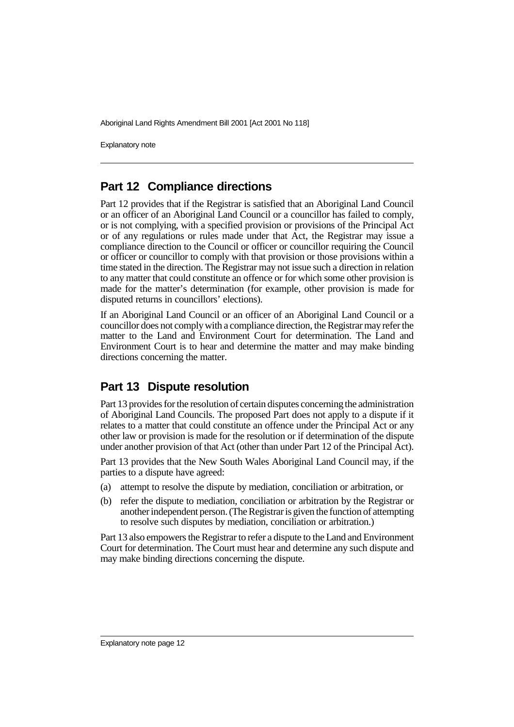## Part 12 Compliance directions

Part 12 provides that if the Registrar is satisfied that an Aboriginal Land Council or an officer of an Aboriginal Land Council or a councillor has failed to comply, or is not complying, with a specified provision or provisions of the Principal Act or of any regulations or rules made under that Act, the Registrar may issue a compliance direction to the Council or officer or councillor requiring the Council or officer or councillor to comply with that provision or those provisions within a time stated in the direction. The Registrar may not issue such a direction in relation to any matter that could constitute an offence or for which some other provision is made for the matter's determination (for example, other provision is made for disputed returns in councillors' elections).

If an Aboriginal Land Council or an officer of an Aboriginal Land Council or a councillor does not comply with a compliance direction, the Registrar may refer the matter to the Land and Environment Court for determination. The Land and Environment Court is to hear and determine the matter and may make binding directions concerning the matter.

## Part 13 Dispute resolution

Part 13 provides for the resolution of certain disputes concerning the administration of Aboriginal Land Councils. The proposed Part does not apply to a dispute if it relates to a matter that could constitute an offence under the Principal Act or any other law or provision is made for the resolution or if determination of the dispute under another provision of that Act (other than under Part 12 of the Principal Act).

Part 13 provides that the New South Wales Aboriginal Land Council may, if the parties to a dispute have agreed:

(a) attempt to resolve the dispute by mediation, conciliation or arbitration, or

(b) refer the dispute to mediation, conciliation or arbitration by the Registrar or another independent person. (The Registrar is given the function of attempting to resolve such disputes by mediation, conciliation or arbitration.)

Part 13 also empowers the Registrar to refer a dispute to the Land and Environment Court for determination. The Court must hear and determine any such dispute and may make binding directions concerning the dispute.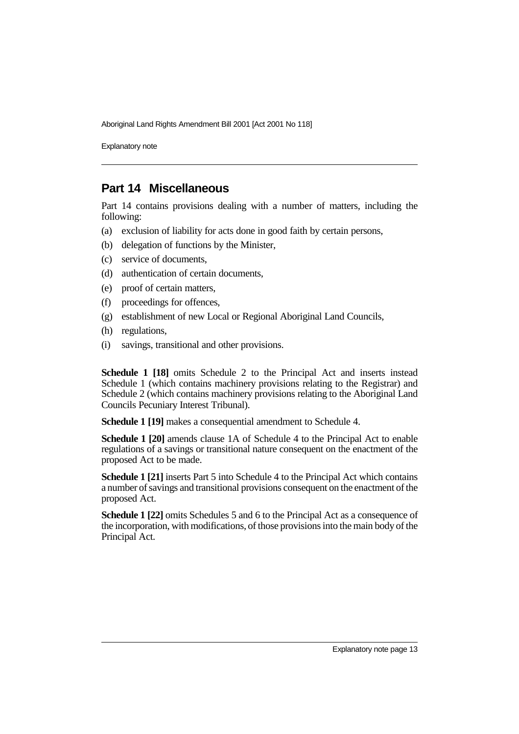## Part 14 Miscellaneous

Part 14 contains provisions dealing with a number of matters, including the following:

(a) exclusion of liability for acts done in good faith by certain persons,

(b) delegation of functions by the Minister,

(c) service of documents,

(d) authentication of certain documents,

(e) proof of certain matters,

(f) proceedings for offences,

(g) establishment of new Local or Regional Aboriginal Land Councils,

(h) regulations,

(i) savings, transitional and other provisions.

**Schedule 1 [18]** omits Schedule 2 to the Principal Act and inserts instead Schedule 1 (which contains machinery provisions relating to the Registrar) and Schedule 2 (which contains machinery provisions relating to the Aboriginal Land Councils Pecuniary Interest Tribunal).

**Schedule 1 [19]** makes a consequential amendment to Schedule 4.

**Schedule 1 [20]** amends clause 1A of Schedule 4 to the Principal Act to enable regulations of a savings or transitional nature consequent on the enactment of the proposed Act to be made.

**Schedule 1 [21]** inserts Part 5 into Schedule 4 to the Principal Act which contains a number of savings and transitional provisions consequent on the enactment of the proposed Act.

**Schedule 1 [22]** omits Schedules 5 and 6 to the Principal Act as a consequence of the incorporation, with modifications, of those provisions into the main body of the Principal Act.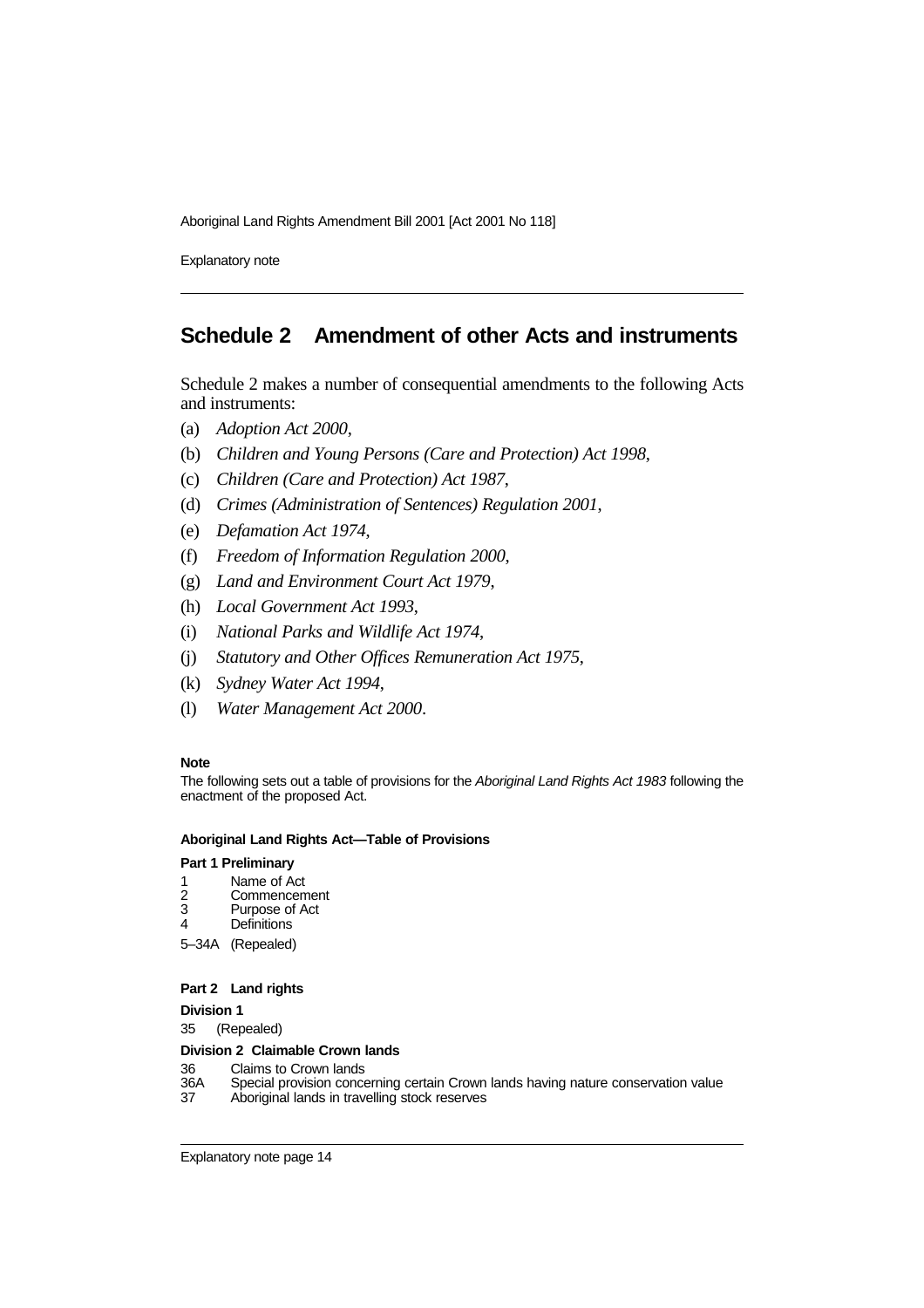## Schedule 2 Amendment of other Acts and instruments

Schedule 2 makes a number of consequential amendments to the following Acts and instruments:

(a) *Adoption Act 2000*,

(b) *Children and Young Persons (Care and Protection) Act 1998*,

(c) *Children (Care and Protection) Act 1987*,

(d) *Crimes (Administration of Sentences) Regulation 2001*,

(e) *Defamation Act 1974*,

(f) *Freedom of Information Regulation 2000*,

(g) *Land and Environment Court Act 1979*,

(h) *Local Government Act 1993*,

(i) *National Parks and Wildlife Act 1974*,

(j) *Statutory and Other Offices Remuneration Act 1975*,

(k) *Sydney Water Act 1994*,

(l) *Water Management Act 2000*.

**Note**

The following sets out a table of provisions for the *Aboriginal Land Rights Act 1983* following the enactment of the proposed Act.

**Aboriginal Land Rights Act—Table of Provisions**

**Part 1 Preliminary**

1 Name of Act
2 Commencement
3 Purpose of Act
4 Definitions

5–34A (Repealed)

**Part 2 Land rights**

**Division 1**

35 (Repealed)

**Division 2 Claimable Crown lands**

36 Claims to Crown lands
36A Special provision concerning certain Crown lands having nature conservation value
37 Aboriginal lands in travelling stock reserves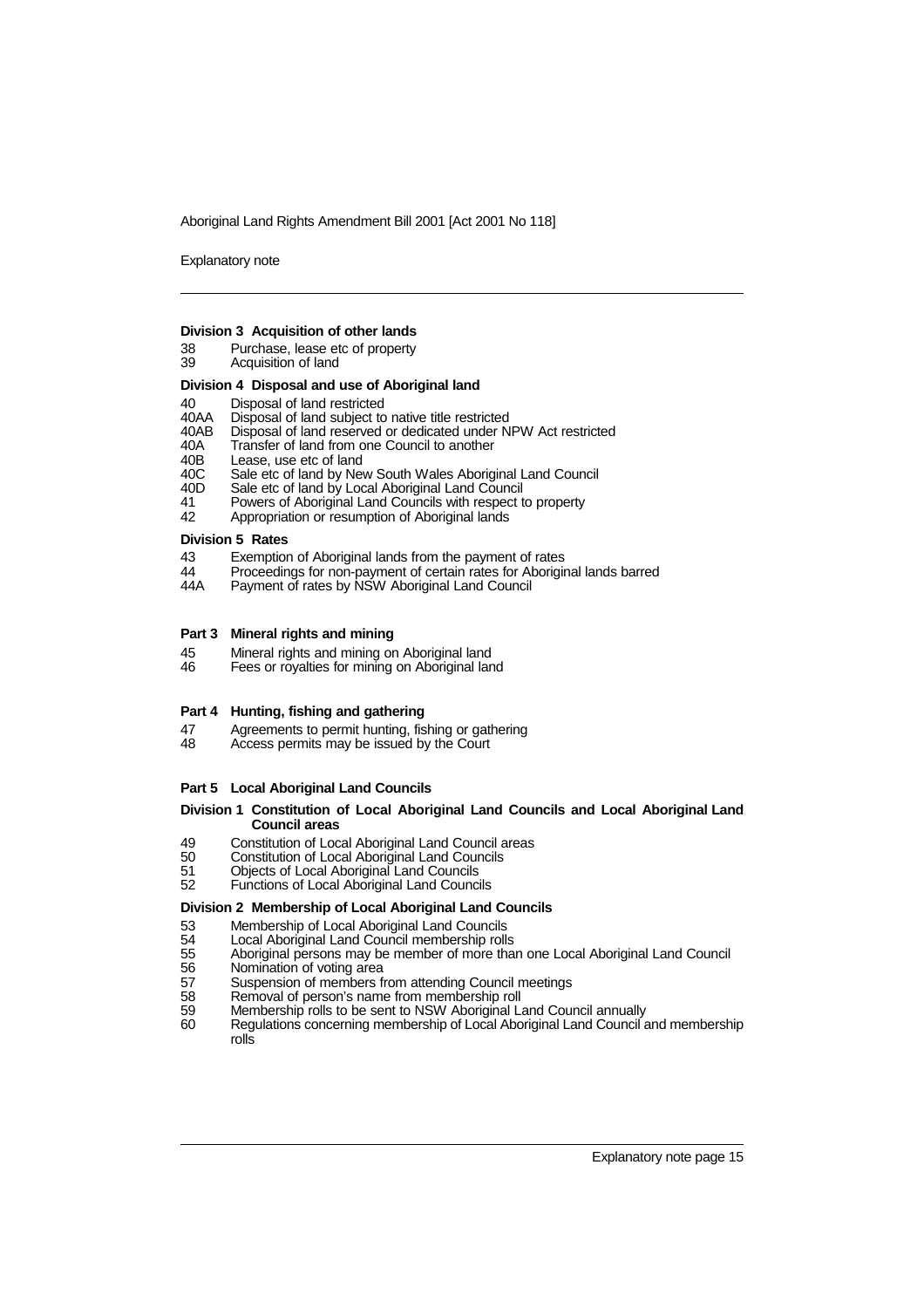#### Division 3 Acquisition of other lands

38 Purchase, lease etc of property
39 Acquisition of land

#### Division 4 Disposal and use of Aboriginal land

40 Disposal of land restricted
40AA Disposal of land subject to native title restricted
40AB Disposal of land reserved or dedicated under NPW Act restricted
40A Transfer of land from one Council to another
40B Lease, use etc of land
40C Sale etc of land by New South Wales Aboriginal Land Council
40D Sale etc of land by Local Aboriginal Land Council
41 Powers of Aboriginal Land Councils with respect to property
42 Appropriation or resumption of Aboriginal lands

#### Division 5 Rates

43 Exemption of Aboriginal lands from the payment of rates
44 Proceedings for non-payment of certain rates for Aboriginal lands barred
44A Payment of rates by NSW Aboriginal Land Council

### Part 3 Mineral rights and mining

45 Mineral rights and mining on Aboriginal land
46 Fees or royalties for mining on Aboriginal land

### Part 4 Hunting, fishing and gathering

47 Agreements to permit hunting, fishing or gathering
48 Access permits may be issued by the Court

### Part 5 Local Aboriginal Land Councils

#### Division 1 Constitution of Local Aboriginal Land Councils and Local Aboriginal Land Council areas

49 Constitution of Local Aboriginal Land Council areas
50 Constitution of Local Aboriginal Land Councils
51 Objects of Local Aboriginal Land Councils
52 Functions of Local Aboriginal Land Councils

#### Division 2 Membership of Local Aboriginal Land Councils

53 Membership of Local Aboriginal Land Councils
54 Local Aboriginal Land Council membership rolls
55 Aboriginal persons may be member of more than one Local Aboriginal Land Council
56 Nomination of voting area
57 Suspension of members from attending Council meetings
58 Removal of person's name from membership roll
59 Membership rolls to be sent to NSW Aboriginal Land Council annually
60 Regulations concerning membership of Local Aboriginal Land Council and membership rolls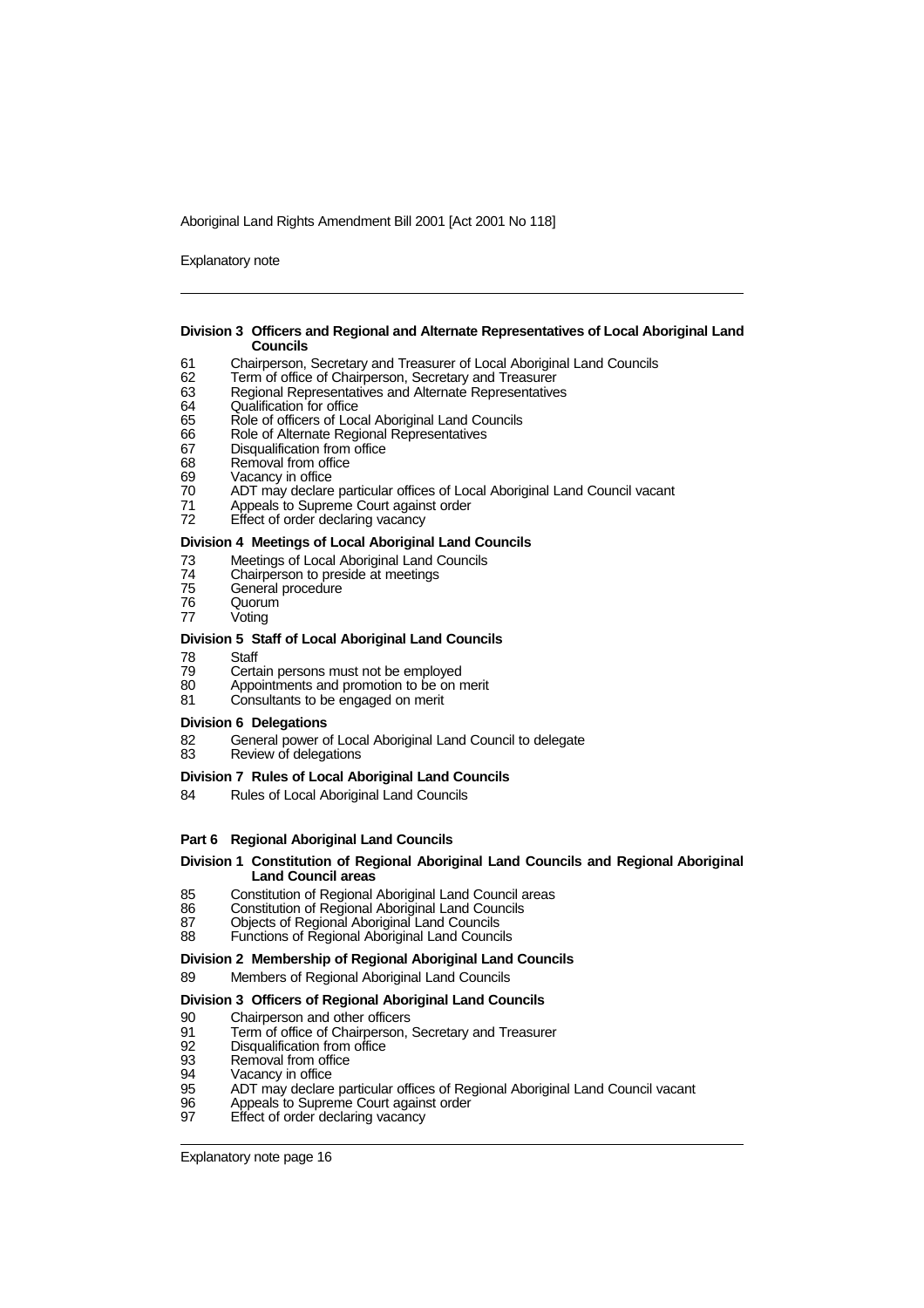#### Division 3 Officers and Regional and Alternate Representatives of Local Aboriginal Land Councils

61 Chairperson, Secretary and Treasurer of Local Aboriginal Land Councils
62 Term of office of Chairperson, Secretary and Treasurer
63 Regional Representatives and Alternate Representatives
64 Qualification for office
65 Role of officers of Local Aboriginal Land Councils
66 Role of Alternate Regional Representatives
67 Disqualification from office
68 Removal from office
69 Vacancy in office
70 ADT may declare particular offices of Local Aboriginal Land Council vacant
71 Appeals to Supreme Court against order
72 Effect of order declaring vacancy

#### Division 4 Meetings of Local Aboriginal Land Councils

73 Meetings of Local Aboriginal Land Councils
74 Chairperson to preside at meetings
75 General procedure
76 Quorum
77 Voting

#### Division 5 Staff of Local Aboriginal Land Councils

78 Staff
79 Certain persons must not be employed
80 Appointments and promotion to be on merit
81 Consultants to be engaged on merit

#### Division 6 Delegations

82 General power of Local Aboriginal Land Council to delegate
83 Review of delegations

#### Division 7 Rules of Local Aboriginal Land Councils

84 Rules of Local Aboriginal Land Councils

### Part 6 Regional Aboriginal Land Councils

#### Division 1 Constitution of Regional Aboriginal Land Councils and Regional Aboriginal Land Council areas

85 Constitution of Regional Aboriginal Land Council areas
86 Constitution of Regional Aboriginal Land Councils
87 Objects of Regional Aboriginal Land Councils
88 Functions of Regional Aboriginal Land Councils

#### Division 2 Membership of Regional Aboriginal Land Councils

89 Members of Regional Aboriginal Land Councils

#### Division 3 Officers of Regional Aboriginal Land Councils

90 Chairperson and other officers
91 Term of office of Chairperson, Secretary and Treasurer
92 Disqualification from office
93 Removal from office
94 Vacancy in office
95 ADT may declare particular offices of Regional Aboriginal Land Council vacant
96 Appeals to Supreme Court against order
97 Effect of order declaring vacancy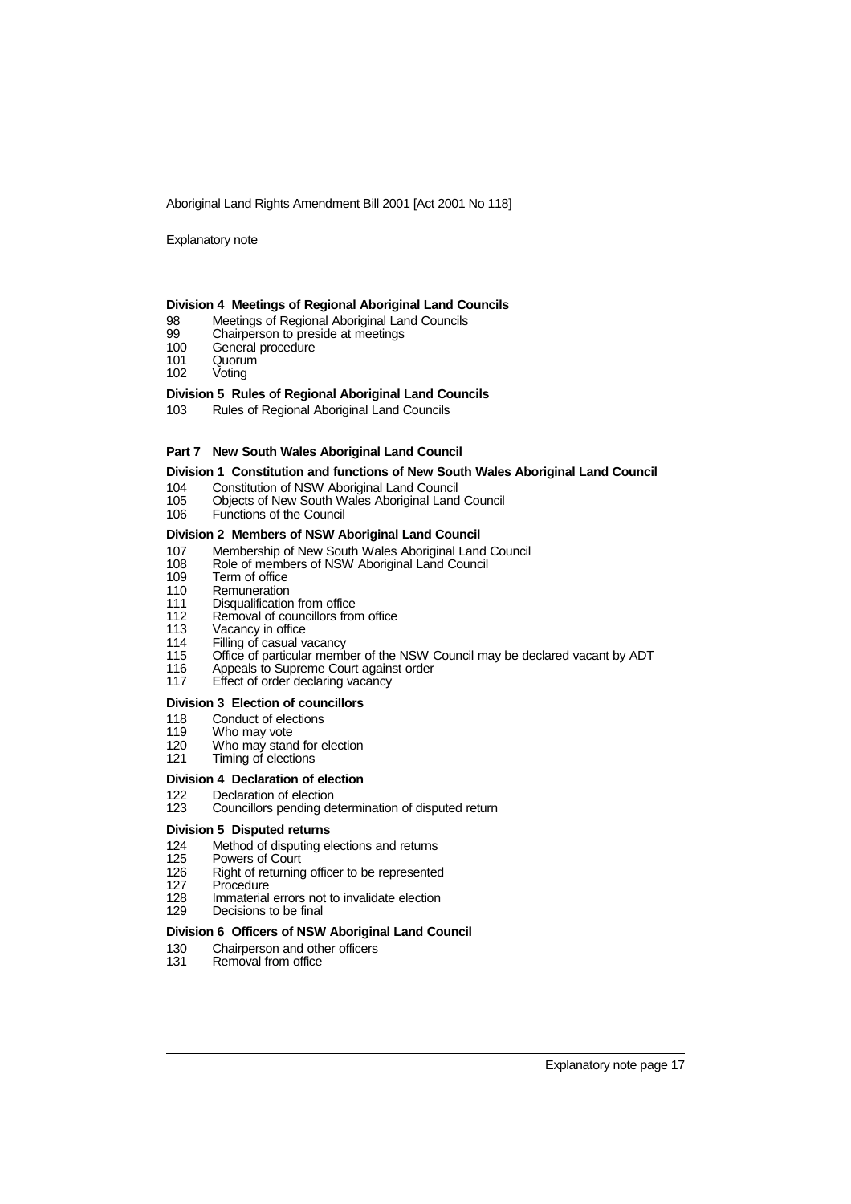#### Division 4 Meetings of Regional Aboriginal Land Councils

98 Meetings of Regional Aboriginal Land Councils
99 Chairperson to preside at meetings
100 General procedure
101 Quorum
102 Voting

#### Division 5 Rules of Regional Aboriginal Land Councils

103 Rules of Regional Aboriginal Land Councils

### Part 7 New South Wales Aboriginal Land Council

#### Division 1 Constitution and functions of New South Wales Aboriginal Land Council

104 Constitution of NSW Aboriginal Land Council
105 Objects of New South Wales Aboriginal Land Council
106 Functions of the Council

#### Division 2 Members of NSW Aboriginal Land Council

107 Membership of New South Wales Aboriginal Land Council
108 Role of members of NSW Aboriginal Land Council
109 Term of office
110 Remuneration
111 Disqualification from office
112 Removal of councillors from office
113 Vacancy in office
114 Filling of casual vacancy
115 Office of particular member of the NSW Council may be declared vacant by ADT
116 Appeals to Supreme Court against order
117 Effect of order declaring vacancy

#### Division 3 Election of councillors

118 Conduct of elections
119 Who may vote
120 Who may stand for election
121 Timing of elections

#### Division 4 Declaration of election

122 Declaration of election
123 Councillors pending determination of disputed return

#### Division 5 Disputed returns

124 Method of disputing elections and returns
125 Powers of Court
126 Right of returning officer to be represented
127 Procedure
128 Immaterial errors not to invalidate election
129 Decisions to be final

#### Division 6 Officers of NSW Aboriginal Land Council

130 Chairperson and other officers
131 Removal from office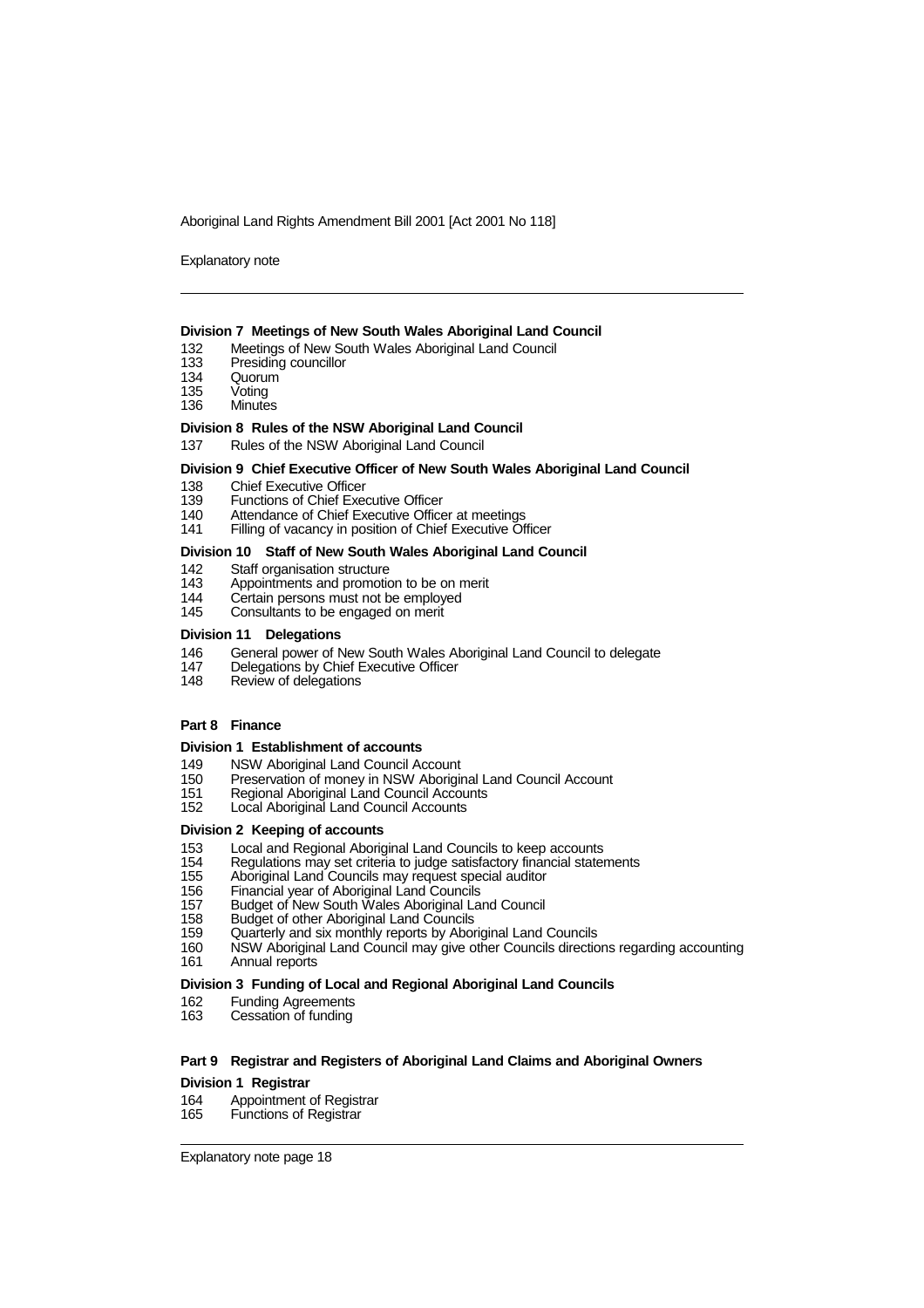**Division 7 Meetings of New South Wales Aboriginal Land Council**

132 Meetings of New South Wales Aboriginal Land Council
133 Presiding councillor
134 Quorum
135 Voting
136 Minutes

**Division 8 Rules of the NSW Aboriginal Land Council**

137 Rules of the NSW Aboriginal Land Council

**Division 9 Chief Executive Officer of New South Wales Aboriginal Land Council**

138 Chief Executive Officer
139 Functions of Chief Executive Officer
140 Attendance of Chief Executive Officer at meetings
141 Filling of vacancy in position of Chief Executive Officer

**Division 10 Staff of New South Wales Aboriginal Land Council**

142 Staff organisation structure
143 Appointments and promotion to be on merit
144 Certain persons must not be employed
145 Consultants to be engaged on merit

**Division 11 Delegations**

146 General power of New South Wales Aboriginal Land Council to delegate
147 Delegations by Chief Executive Officer
148 Review of delegations

**Part 8 Finance**

**Division 1 Establishment of accounts**

149 NSW Aboriginal Land Council Account
150 Preservation of money in NSW Aboriginal Land Council Account
151 Regional Aboriginal Land Council Accounts
152 Local Aboriginal Land Council Accounts

**Division 2 Keeping of accounts**

153 Local and Regional Aboriginal Land Councils to keep accounts
154 Regulations may set criteria to judge satisfactory financial statements
155 Aboriginal Land Councils may request special auditor
156 Financial year of Aboriginal Land Councils
157 Budget of New South Wales Aboriginal Land Council
158 Budget of other Aboriginal Land Councils
159 Quarterly and six monthly reports by Aboriginal Land Councils
160 NSW Aboriginal Land Council may give other Councils directions regarding accounting
161 Annual reports

**Division 3 Funding of Local and Regional Aboriginal Land Councils**

162 Funding Agreements
163 Cessation of funding

**Part 9 Registrar and Registers of Aboriginal Land Claims and Aboriginal Owners**

**Division 1 Registrar**

164 Appointment of Registrar
165 Functions of Registrar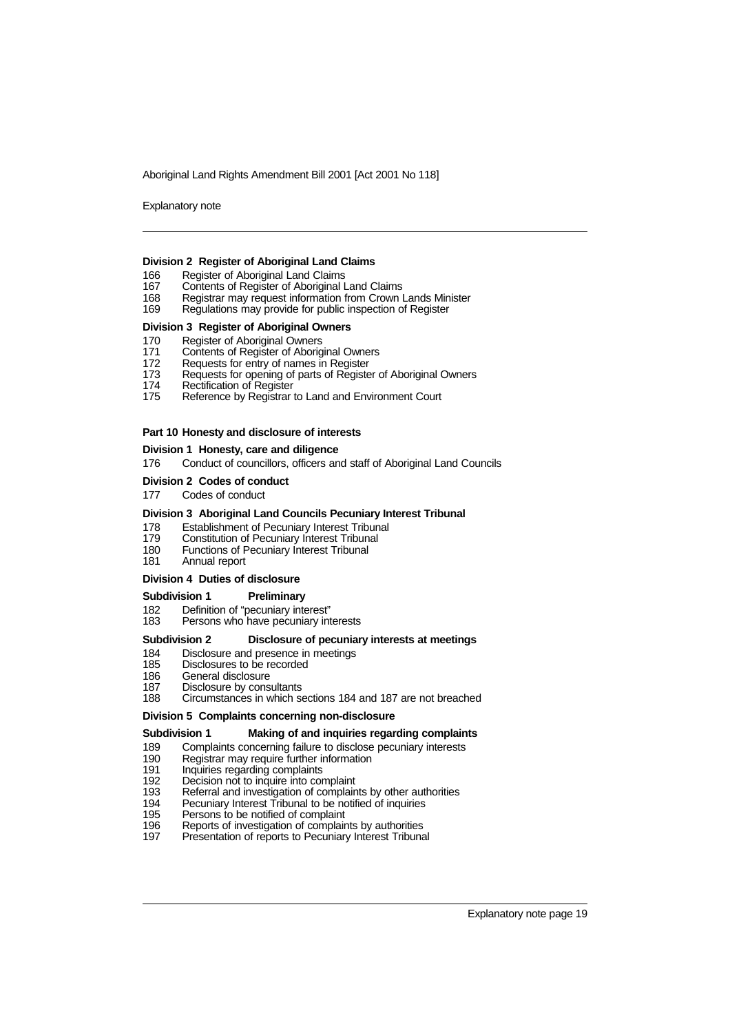**Division 2 Register of Aboriginal Land Claims**

166 Register of Aboriginal Land Claims
167 Contents of Register of Aboriginal Land Claims
168 Registrar may request information from Crown Lands Minister
169 Regulations may provide for public inspection of Register

**Division 3 Register of Aboriginal Owners**

170 Register of Aboriginal Owners
171 Contents of Register of Aboriginal Owners
172 Requests for entry of names in Register
173 Requests for opening of parts of Register of Aboriginal Owners
174 Rectification of Register
175 Reference by Registrar to Land and Environment Court

**Part 10 Honesty and disclosure of interests**

**Division 1 Honesty, care and diligence**

176 Conduct of councillors, officers and staff of Aboriginal Land Councils

**Division 2 Codes of conduct**

177 Codes of conduct

**Division 3 Aboriginal Land Councils Pecuniary Interest Tribunal**

178 Establishment of Pecuniary Interest Tribunal
179 Constitution of Pecuniary Interest Tribunal
180 Functions of Pecuniary Interest Tribunal
181 Annual report

**Division 4 Duties of disclosure**

**Subdivision 1 Preliminary**

182 Definition of "pecuniary interest"
183 Persons who have pecuniary interests

**Subdivision 2 Disclosure of pecuniary interests at meetings**

184 Disclosure and presence in meetings
185 Disclosures to be recorded
186 General disclosure
187 Disclosure by consultants
188 Circumstances in which sections 184 and 187 are not breached

**Division 5 Complaints concerning non-disclosure**

**Subdivision 1 Making of and inquiries regarding complaints**

189 Complaints concerning failure to disclose pecuniary interests
190 Registrar may require further information
191 Inquiries regarding complaints
192 Decision not to inquire into complaint
193 Referral and investigation of complaints by other authorities
194 Pecuniary Interest Tribunal to be notified of inquiries
195 Persons to be notified of complaint
196 Reports of investigation of complaints by authorities
197 Presentation of reports to Pecuniary Interest Tribunal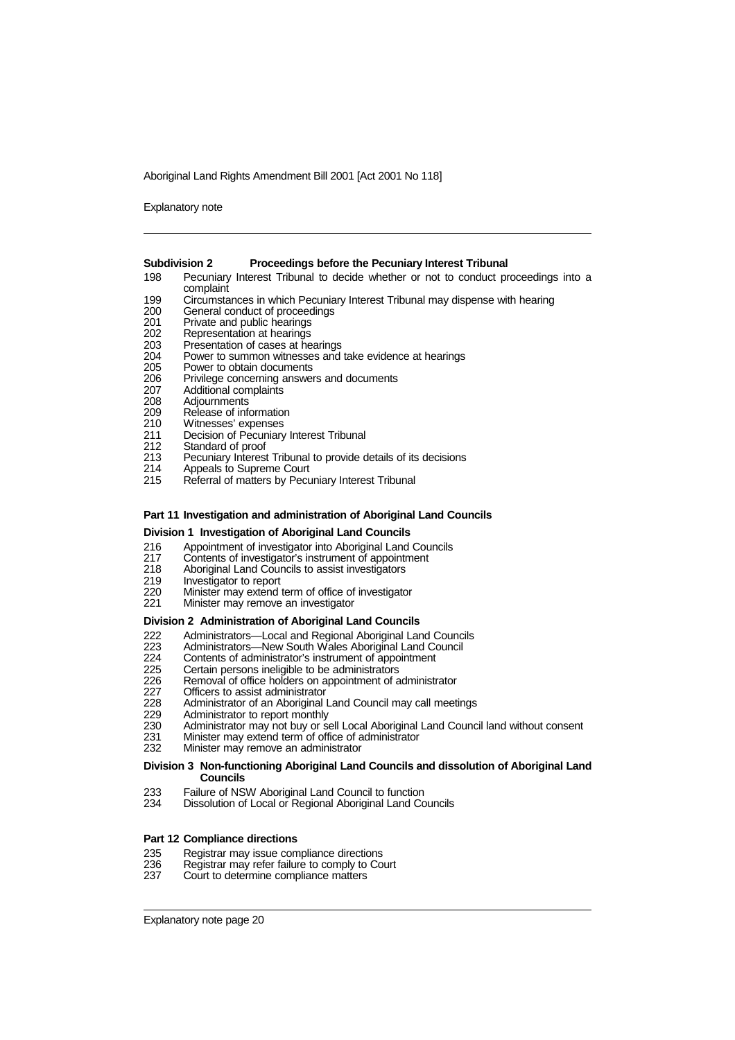#### Subdivision 2 Proceedings before the Pecuniary Interest Tribunal

198 Pecuniary Interest Tribunal to decide whether or not to conduct proceedings into a complaint
199 Circumstances in which Pecuniary Interest Tribunal may dispense with hearing
200 General conduct of proceedings
201 Private and public hearings
202 Representation at hearings
203 Presentation of cases at hearings
204 Power to summon witnesses and take evidence at hearings
205 Power to obtain documents
206 Privilege concerning answers and documents
207 Additional complaints
208 Adjournments
209 Release of information
210 Witnesses' expenses
211 Decision of Pecuniary Interest Tribunal
212 Standard of proof
213 Pecuniary Interest Tribunal to provide details of its decisions
214 Appeals to Supreme Court
215 Referral of matters by Pecuniary Interest Tribunal

## Part 11 Investigation and administration of Aboriginal Land Councils

### Division 1 Investigation of Aboriginal Land Councils

216 Appointment of investigator into Aboriginal Land Councils
217 Contents of investigator's instrument of appointment
218 Aboriginal Land Councils to assist investigators
219 Investigator to report
220 Minister may extend term of office of investigator
221 Minister may remove an investigator

### Division 2 Administration of Aboriginal Land Councils

222 Administrators—Local and Regional Aboriginal Land Councils
223 Administrators—New South Wales Aboriginal Land Council
224 Contents of administrator's instrument of appointment
225 Certain persons ineligible to be administrators
226 Removal of office holders on appointment of administrator
227 Officers to assist administrator
228 Administrator of an Aboriginal Land Council may call meetings
229 Administrator to report monthly
230 Administrator may not buy or sell Local Aboriginal Land Council land without consent
231 Minister may extend term of office of administrator
232 Minister may remove an administrator

### Division 3 Non-functioning Aboriginal Land Councils and dissolution of Aboriginal Land Councils

233 Failure of NSW Aboriginal Land Council to function
234 Dissolution of Local or Regional Aboriginal Land Councils

## Part 12 Compliance directions

235 Registrar may issue compliance directions
236 Registrar may refer failure to comply to Court
237 Court to determine compliance matters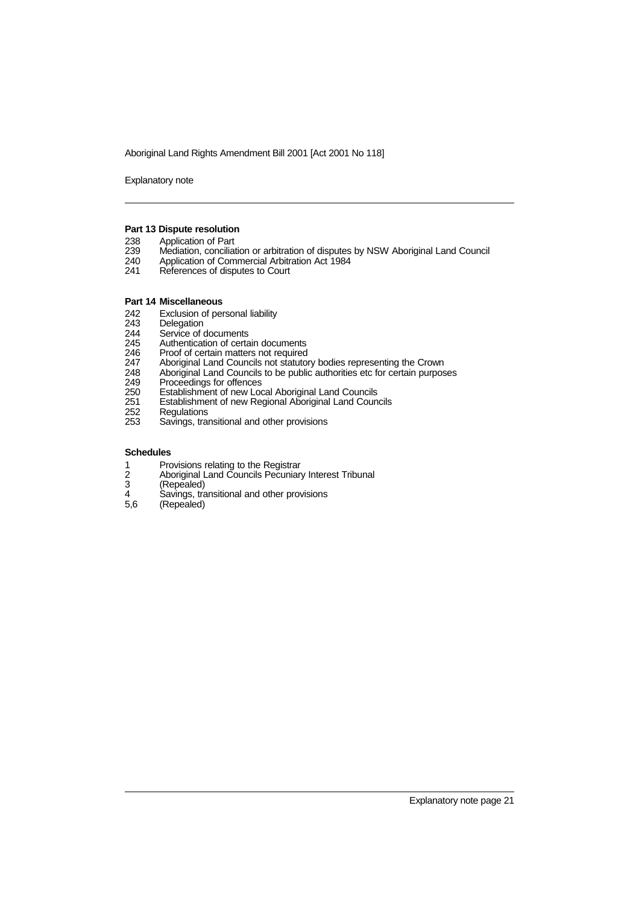#### Part 13 Dispute resolution

238 Application of Part
239 Mediation, conciliation or arbitration of disputes by NSW Aboriginal Land Council
240 Application of Commercial Arbitration Act 1984
241 References of disputes to Court

#### Part 14 Miscellaneous

242 Exclusion of personal liability
243 Delegation
244 Service of documents
245 Authentication of certain documents
246 Proof of certain matters not required
247 Aboriginal Land Councils not statutory bodies representing the Crown
248 Aboriginal Land Councils to be public authorities etc for certain purposes
249 Proceedings for offences
250 Establishment of new Local Aboriginal Land Councils
251 Establishment of new Regional Aboriginal Land Councils
252 Regulations
253 Savings, transitional and other provisions

#### Schedules

1 Provisions relating to the Registrar
2 Aboriginal Land Councils Pecuniary Interest Tribunal
3 (Repealed)
4 Savings, transitional and other provisions
5,6 (Repealed)